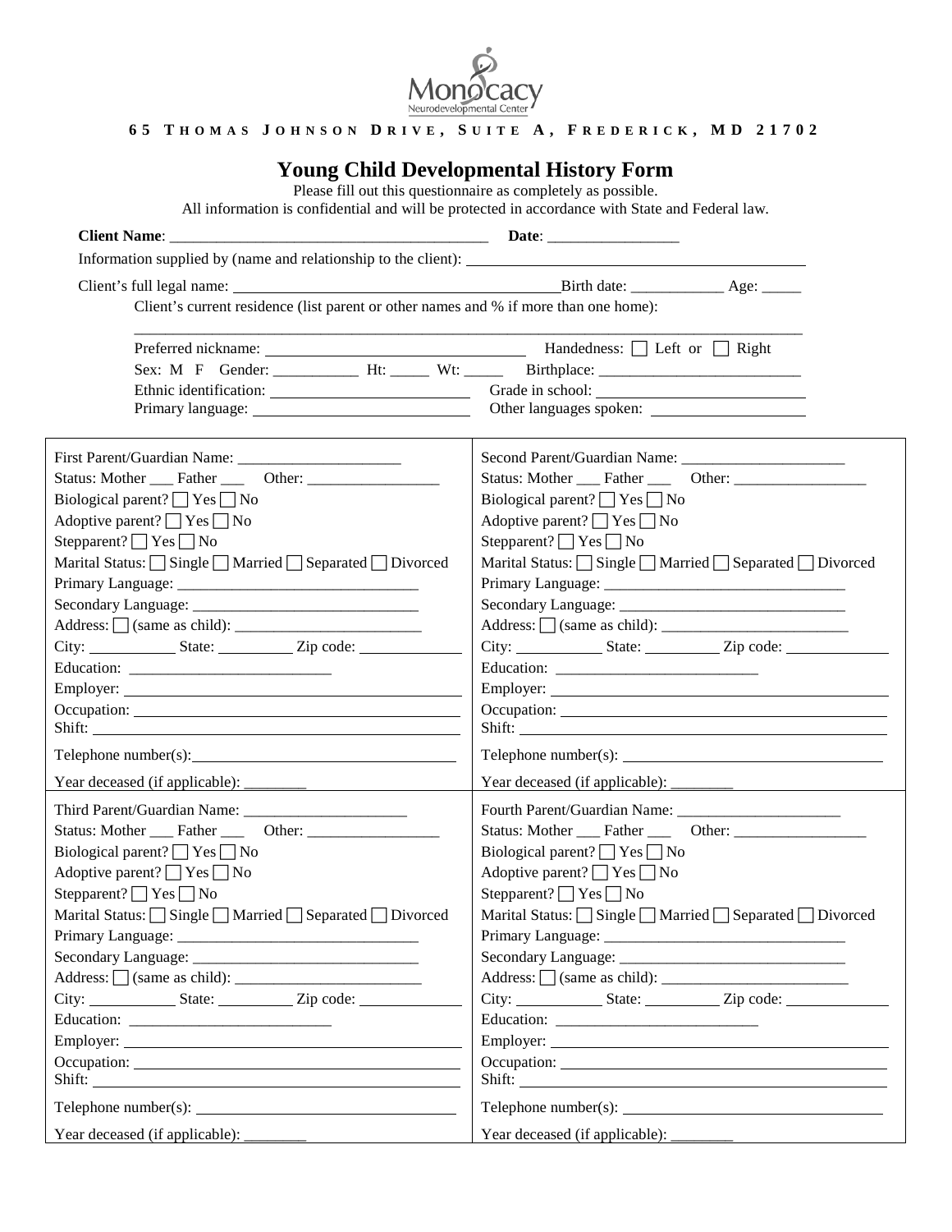Monocacy Neurodevelopmental Center

65 THOMAS JOHNSON DRIVE, SUITE A, FREDERICK, MD 21702

# Young Child Developmental History Form

Please fill out this questionnaire as completely as possible.
All information is confidential and will be protected in accordance with State and Federal law.

**Client Name**: ________________________________________ **Date**: ________________

Information supplied by (name and relationship to the client): ________________________________________

Client's full legal name: ________________________________________ Birth date: ___________ Age: _____

Client's current residence (list parent or other names and % if more than one home):

______________________________________________________________________________

Preferred nickname: ______________________________ Handedness: ☐ Left or ☐ Right

Sex: M F Gender: __________ Ht: _____ Wt: _____ Birthplace: ________________________

Ethnic identification: ______________________ Grade in school: ______________________

Primary language: ______________________ Other languages spoken: ______________________

| | |
|---|---|
| First Parent/Guardian Name: _____________________ | Second Parent/Guardian Name: _____________________ |
| Status: Mother ___ Father ___ Other: _________________ | Status: Mother ___ Father ___ Other: _________________ |
| Biological parent? ☐ Yes ☐ No | Biological parent? ☐ Yes ☐ No |
| Adoptive parent? ☐ Yes ☐ No | Adoptive parent? ☐ Yes ☐ No |
| Stepparent? ☐ Yes ☐ No | Stepparent? ☐ Yes ☐ No |
| Marital Status: ☐ Single ☐ Married ☐ Separated ☐ Divorced | Marital Status: ☐ Single ☐ Married ☐ Separated ☐ Divorced |
| Primary Language: _______________________________ | Primary Language: _______________________________ |
| Secondary Language: _____________________________ | Secondary Language: _____________________________ |
| Address: ☐ (same as child): ________________________ | Address: ☐ (same as child): ________________________ |
| City: ___________ State: _________ Zip code: ____________ | City: ___________ State: _________ Zip code: ____________ |
| Education: __________________________ | Education: __________________________ |
| Employer: ________________________________________ | Employer: ________________________________________ |
| Occupation: ______________________________________ | Occupation: ______________________________________ |
| Shift: ___________________________________________ | Shift: ___________________________________________ |
| Telephone number(s): ______________________________ | Telephone number(s): ______________________________ |
| Year deceased (if applicable): ________ | Year deceased (if applicable): ________ |
| Third Parent/Guardian Name: _____________________ | Fourth Parent/Guardian Name: _____________________ |
| Status: Mother ___ Father ___ Other: _________________ | Status: Mother ___ Father ___ Other: _________________ |
| Biological parent? ☐ Yes ☐ No | Biological parent? ☐ Yes ☐ No |
| Adoptive parent? ☐ Yes ☐ No | Adoptive parent? ☐ Yes ☐ No |
| Stepparent? ☐ Yes ☐ No | Stepparent? ☐ Yes ☐ No |
| Marital Status: ☐ Single ☐ Married ☐ Separated ☐ Divorced | Marital Status: ☐ Single ☐ Married ☐ Separated ☐ Divorced |
| Primary Language: _______________________________ | Primary Language: _______________________________ |
| Secondary Language: _____________________________ | Secondary Language: _____________________________ |
| Address: ☐ (same as child): ________________________ | Address: ☐ (same as child): ________________________ |
| City: ___________ State: _________ Zip code: ____________ | City: ___________ State: _________ Zip code: ____________ |
| Education: __________________________ | Education: __________________________ |
| Employer: ________________________________________ | Employer: ________________________________________ |
| Occupation: ______________________________________ | Occupation: ______________________________________ |
| Shift: ___________________________________________ | Shift: ___________________________________________ |
| Telephone number(s): ______________________________ | Telephone number(s): ______________________________ |
| Year deceased (if applicable): ________ | Year deceased (if applicable): ________ |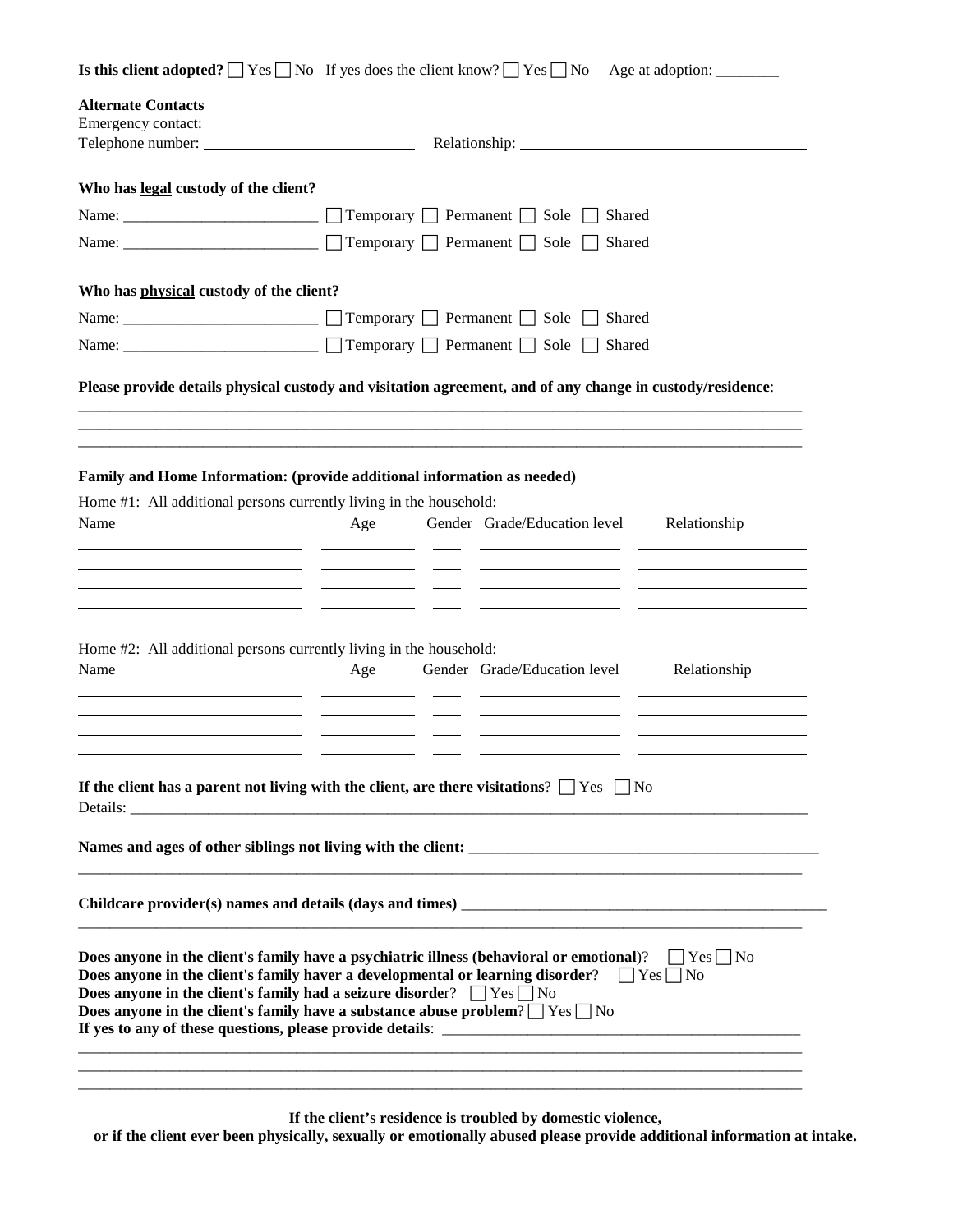**Is this client adopted?** ☐ Yes ☐ No If yes does the client know? ☐ Yes ☐ No Age at adoption: ________

**Alternate Contacts**

Emergency contact: ____________________________

Telephone number: ____________________________ Relationship: ____________________________

**Who has legal custody of the client?**

Name: ________________________ ☐ Temporary ☐ Permanent ☐ Sole ☐ Shared

Name: ________________________ ☐ Temporary ☐ Permanent ☐ Sole ☐ Shared

**Who has physical custody of the client?**

Name: ________________________ ☐ Temporary ☐ Permanent ☐ Sole ☐ Shared

Name: ________________________ ☐ Temporary ☐ Permanent ☐ Sole ☐ Shared

**Please provide details physical custody and visitation agreement, and of any change in custody/residence**:

____________________________________________________________________________________________

____________________________________________________________________________________________

____________________________________________________________________________________________

**Family and Home Information: (provide additional information as needed)**

Home #1: All additional persons currently living in the household:

| Name | Age | Gender | Grade/Education level | Relationship |
|---|---|---|---|---|
| | | | | |
| | | | | |
| | | | | |
| | | | | |

Home #2: All additional persons currently living in the household:

| Name | Age | Gender | Grade/Education level | Relationship |
|---|---|---|---|---|
| | | | | |
| | | | | |
| | | | | |
| | | | | |

**If the client has a parent not living with the client, are there visitations**? ☐ Yes ☐ No

Details: ____________________________________________________________________________________

**Names and ages of other siblings not living with the client:** ______________________________________________

____________________________________________________________________________________________

**Childcare provider(s) names and details (days and times)** ______________________________________________

____________________________________________________________________________________________

**Does anyone in the client's family have a psychiatric illness (behavioral or emotional)**? ☐ Yes ☐ No

**Does anyone in the client's family haver a developmental or learning disorder**? ☐ Yes ☐ No

**Does anyone in the client's family had a seizure disorde**r? ☐ Yes ☐ No

**Does anyone in the client's family have a substance abuse problem**? ☐ Yes ☐ No

**If yes to any of these questions, please provide details**: ______________________________________________

____________________________________________________________________________________________

____________________________________________________________________________________________

____________________________________________________________________________________________

**If the client's residence is troubled by domestic violence, or if the client ever been physically, sexually or emotionally abused please provide additional information at intake.**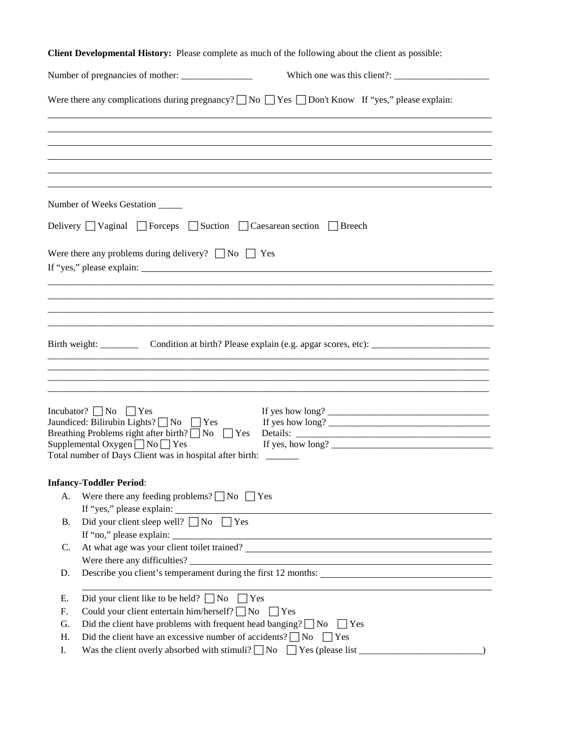**Client Developmental History:** Please complete as much of the following about the client as possible:

Number of pregnancies of mother: _______________ Which one was this client?: ____________________

Were there any complications during pregnancy? ☐ No ☐ Yes ☐ Don't Know If "yes," please explain:

________________________________________________________________________________________

________________________________________________________________________________________

________________________________________________________________________________________

________________________________________________________________________________________

________________________________________________________________________________________

________________________________________________________________________________________

Number of Weeks Gestation _____

Delivery ☐ Vaginal ☐ Forceps ☐ Suction ☐ Caesarean section ☐ Breech

Were there any problems during delivery? ☐ No ☐ Yes

If "yes," please explain: ________________________________________________________________

________________________________________________________________________________________

________________________________________________________________________________________

________________________________________________________________________________________

________________________________________________________________________________________

Birth weight: ________ Condition at birth? Please explain (e.g. apgar scores, etc): _________________________

________________________________________________________________________________________

________________________________________________________________________________________

________________________________________________________________________________________

________________________________________________________________________________________

Incubator? ☐ No ☐ Yes If yes how long? _________________________________

Jaundiced: Bilirubin Lights? ☐ No ☐ Yes If yes how long? _________________________________

Breathing Problems right after birth? ☐ No ☐ Yes Details: _________________________________

Supplemental Oxygen ☐ No ☐ Yes If yes, how long? _________________________________

Total number of Days Client was in hospital after birth: _______

**Infancy-Toddler Period**:

A. Were there any feeding problems? ☐ No ☐ Yes
 If "yes," please explain: ______________________________________________________________

B. Did your client sleep well? ☐ No ☐ Yes
 If "no," please explain: ______________________________________________________________

C. At what age was your client toilet trained? ______________________________________________
 Were there any difficulties? ___________________________________________________________

D. Describe you client's temperament during the first 12 months: _______________________________
 ______________________________________________________________________________________

E. Did your client like to be held? ☐ No ☐ Yes

F. Could your client entertain him/herself? ☐ No ☐ Yes

G. Did the client have problems with frequent head banging? ☐ No ☐ Yes

H. Did the client have an excessive number of accidents? ☐ No ☐ Yes

I. Was the client overly absorbed with stimuli? ☐ No ☐ Yes (please list _________________________)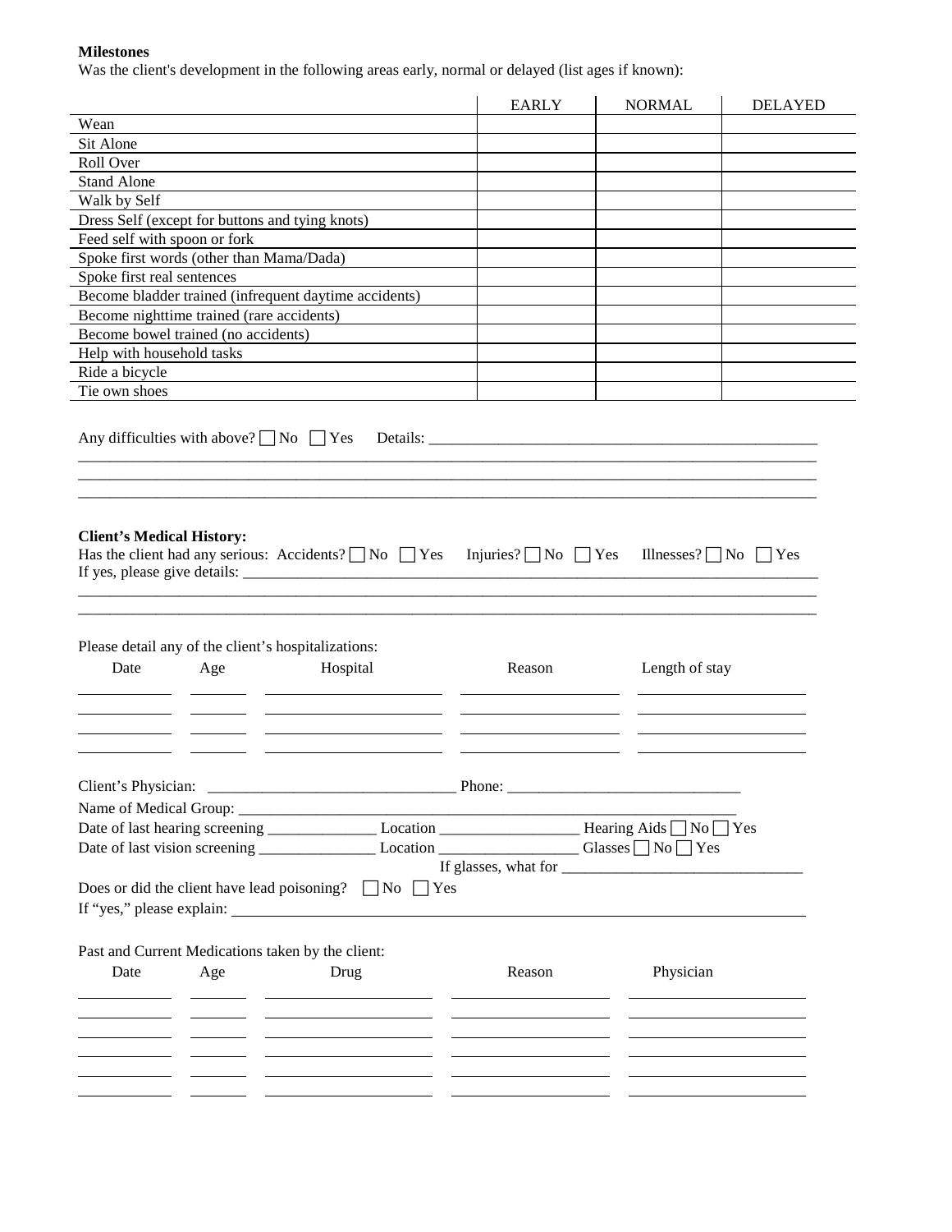**Milestones**

Was the client's development in the following areas early, normal or delayed (list ages if known):

| | EARLY | NORMAL | DELAYED |
|---|---|---|---|
| Wean | | | |
| Sit Alone | | | |
| Roll Over | | | |
| Stand Alone | | | |
| Walk by Self | | | |
| Dress Self (except for buttons and tying knots) | | | |
| Feed self with spoon or fork | | | |
| Spoke first words (other than Mama/Dada) | | | |
| Spoke first real sentences | | | |
| Become bladder trained (infrequent daytime accidents) | | | |
| Become nighttime trained (rare accidents) | | | |
| Become bowel trained (no accidents) | | | |
| Help with household tasks | | | |
| Ride a bicycle | | | |
| Tie own shoes | | | |

Any difficulties with above? ☐ No ☐ Yes Details: ___________________________________________________

___________________________________________________________________________________________

___________________________________________________________________________________________

___________________________________________________________________________________________

**Client's Medical History:**

Has the client had any serious: Accidents? ☐ No ☐ Yes Injuries? ☐ No ☐ Yes Illnesses? ☐ No ☐ Yes

If yes, please give details: ___________________________________________________________________

___________________________________________________________________________________________

___________________________________________________________________________________________

Please detail any of the client's hospitalizations:

| Date | Age | Hospital | Reason | Length of stay |
|---|---|---|---|---|
| | | | | |
| | | | | |
| | | | | |
| | | | | |

Client's Physician: ________________________________ Phone: ______________________________

Name of Medical Group: ___________________________________________________________________

Date of last hearing screening ______________ Location _________________ Hearing Aids ☐ No ☐ Yes

Date of last vision screening _______________ Location _________________ Glasses ☐ No ☐ Yes

If glasses, what for _______________________________

Does or did the client have lead poisoning? ☐ No ☐ Yes

If "yes," please explain: ___________________________________________________________________

Past and Current Medications taken by the client:

| Date | Age | Drug | Reason | Physician |
|---|---|---|---|---|
| | | | | |
| | | | | |
| | | | | |
| | | | | |
| | | | | |
| | | | | |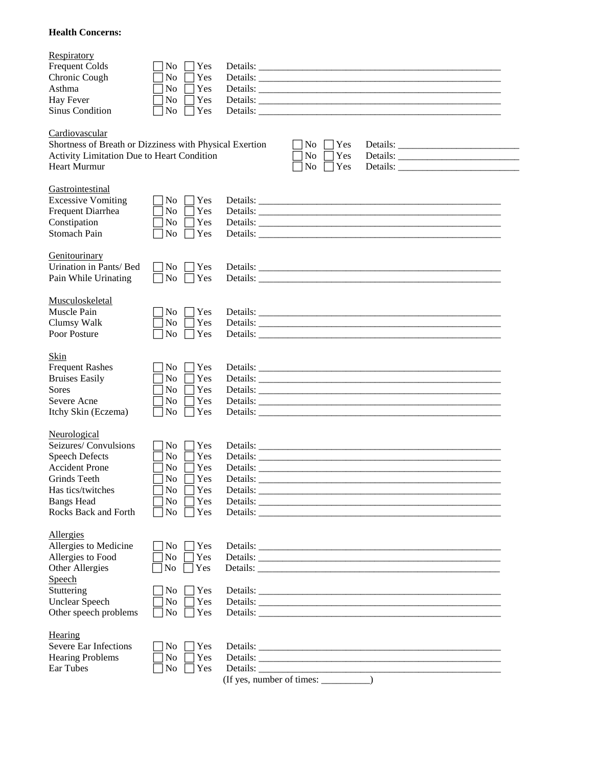**Health Concerns:**

Respiratory

| | | | |
|---|---|---|---|
| Frequent Colds | ☐ No | ☐ Yes | Details: ______________________________ |
| Chronic Cough | ☐ No | ☐ Yes | Details: ______________________________ |
| Asthma | ☐ No | ☐ Yes | Details: ______________________________ |
| Hay Fever | ☐ No | ☐ Yes | Details: ______________________________ |
| Sinus Condition | ☐ No | ☐ Yes | Details: ______________________________ |

Cardiovascular

| | | | |
|---|---|---|---|
| Shortness of Breath or Dizziness with Physical Exertion | ☐ No | ☐ Yes | Details: ______________________ |
| Activity Limitation Due to Heart Condition | ☐ No | ☐ Yes | Details: ______________________ |
| Heart Murmur | ☐ No | ☐ Yes | Details: ______________________ |

Gastrointestinal

| | | | |
|---|---|---|---|
| Excessive Vomiting | ☐ No | ☐ Yes | Details: ______________________________ |
| Frequent Diarrhea | ☐ No | ☐ Yes | Details: ______________________________ |
| Constipation | ☐ No | ☐ Yes | Details: ______________________________ |
| Stomach Pain | ☐ No | ☐ Yes | Details: ______________________________ |

Genitourinary

| | | | |
|---|---|---|---|
| Urination in Pants/ Bed | ☐ No | ☐ Yes | Details: ______________________________ |
| Pain While Urinating | ☐ No | ☐ Yes | Details: ______________________________ |

Musculoskeletal

| | | | |
|---|---|---|---|
| Muscle Pain | ☐ No | ☐ Yes | Details: ______________________________ |
| Clumsy Walk | ☐ No | ☐ Yes | Details: ______________________________ |
| Poor Posture | ☐ No | ☐ Yes | Details: ______________________________ |

Skin

| | | | |
|---|---|---|---|
| Frequent Rashes | ☐ No | ☐ Yes | Details: ______________________________ |
| Bruises Easily | ☐ No | ☐ Yes | Details: ______________________________ |
| Sores | ☐ No | ☐ Yes | Details: ______________________________ |
| Severe Acne | ☐ No | ☐ Yes | Details: ______________________________ |
| Itchy Skin (Eczema) | ☐ No | ☐ Yes | Details: ______________________________ |

Neurological

| | | | |
|---|---|---|---|
| Seizures/ Convulsions | ☐ No | ☐ Yes | Details: ______________________________ |
| Speech Defects | ☐ No | ☐ Yes | Details: ______________________________ |
| Accident Prone | ☐ No | ☐ Yes | Details: ______________________________ |
| Grinds Teeth | ☐ No | ☐ Yes | Details: ______________________________ |
| Has tics/twitches | ☐ No | ☐ Yes | Details: ______________________________ |
| Bangs Head | ☐ No | ☐ Yes | Details: ______________________________ |
| Rocks Back and Forth | ☐ No | ☐ Yes | Details: ______________________________ |

Allergies

| | | | |
|---|---|---|---|
| Allergies to Medicine | ☐ No | ☐ Yes | Details: ______________________________ |
| Allergies to Food | ☐ No | ☐ Yes | Details: ______________________________ |
| Other Allergies | ☐ No | ☐ Yes | Details: ______________________________ |

Speech

| | | | |
|---|---|---|---|
| Stuttering | ☐ No | ☐ Yes | Details: ______________________________ |
| Unclear Speech | ☐ No | ☐ Yes | Details: ______________________________ |
| Other speech problems | ☐ No | ☐ Yes | Details: ______________________________ |

Hearing

| | | | |
|---|---|---|---|
| Severe Ear Infections | ☐ No | ☐ Yes | Details: ______________________________ |
| Hearing Problems | ☐ No | ☐ Yes | Details: ______________________________ |
| Ear Tubes | ☐ No | ☐ Yes | Details: ______________________________ (If yes, number of times: __________) |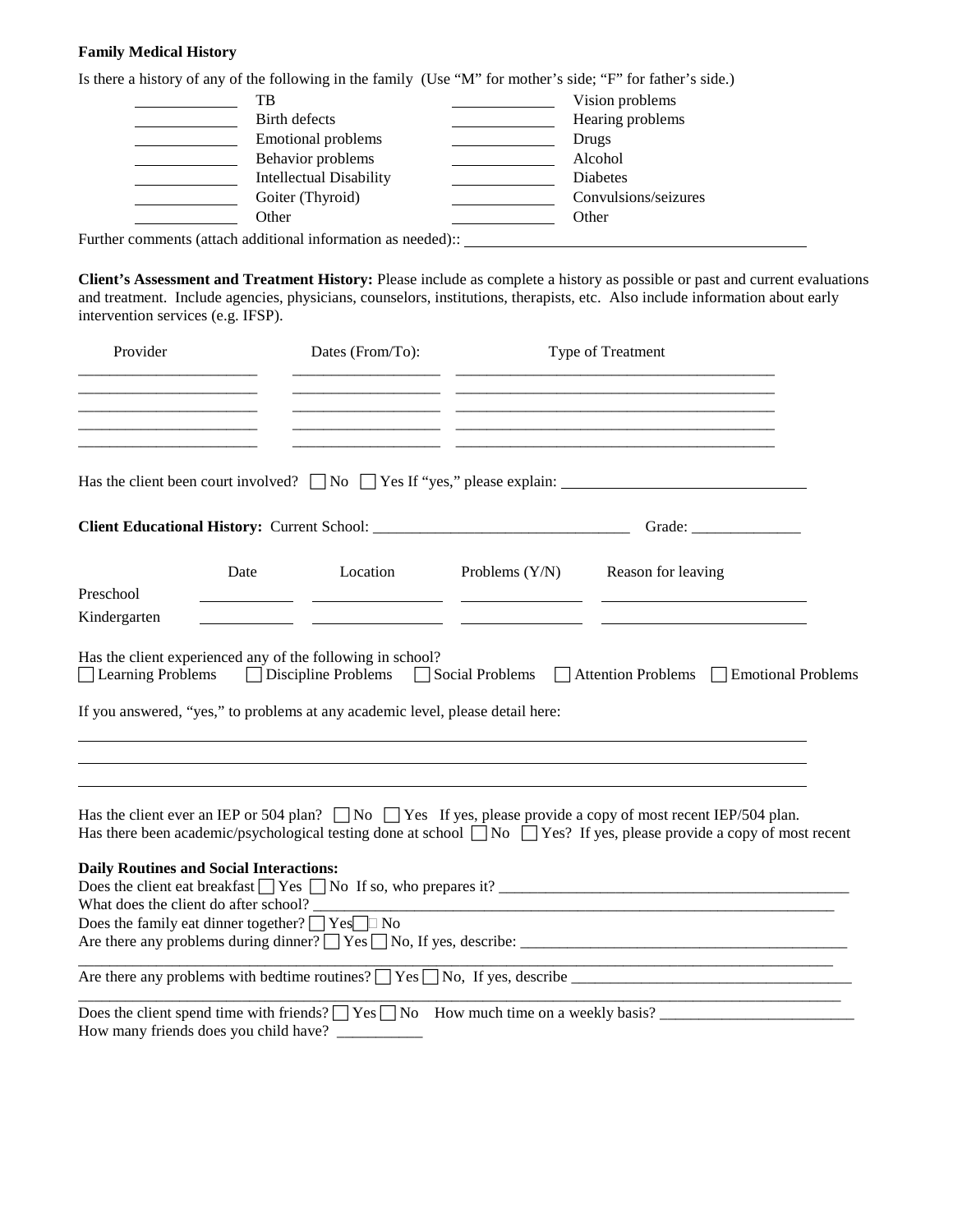**Family Medical History**

Is there a history of any of the following in the family (Use "M" for mother's side; "F" for father's side.)

| | | | |
|---|---|---|---|
| ________ | TB | ________ | Vision problems |
| ________ | Birth defects | ________ | Hearing problems |
| ________ | Emotional problems | ________ | Drugs |
| ________ | Behavior problems | ________ | Alcohol |
| ________ | Intellectual Disability | ________ | Diabetes |
| ________ | Goiter (Thyroid) | ________ | Convulsions/seizures |
| ________ | Other | ________ | Other |

Further comments (attach additional information as needed):: ______________________________

**Client's Assessment and Treatment History:** Please include as complete a history as possible or past and current evaluations and treatment. Include agencies, physicians, counselors, institutions, therapists, etc. Also include information about early intervention services (e.g. IFSP).

| Provider | Dates (From/To): | Type of Treatment |
|---|---|---|
| | | |
| | | |
| | | |
| | | |

Has the client been court involved? ☐ No ☐ Yes If "yes," please explain: ______________________________

**Client Educational History:** Current School: ______________________________ Grade: ______________

| | Date | Location | Problems (Y/N) | Reason for leaving |
|---|---|---|---|---|
| Preschool | | | | |
| Kindergarten | | | | |

Has the client experienced any of the following in school?
☐ Learning Problems ☐ Discipline Problems ☐ Social Problems ☐ Attention Problems ☐ Emotional Problems

If you answered, "yes," to problems at any academic level, please detail here:

______________________________________________________________________

______________________________________________________________________

______________________________________________________________________

Has the client ever an IEP or 504 plan? ☐ No ☐ Yes If yes, please provide a copy of most recent IEP/504 plan.
Has there been academic/psychological testing done at school ☐ No ☐ Yes? If yes, please provide a copy of most recent

**Daily Routines and Social Interactions:**

Does the client eat breakfast ☐ Yes ☐ No If so, who prepares it? ______________________________
What does the client do after school? ______________________________
Does the family eat dinner together? ☐ Yes☐ No
Are there any problems during dinner? ☐ Yes ☐ No, If yes, describe: ______________________________
______________________________________________________________________
Are there any problems with bedtime routines? ☐ Yes ☐ No, If yes, describe ______________________________
______________________________________________________________________
Does the client spend time with friends? ☐ Yes ☐ No How much time on a weekly basis? ________________
How many friends does you child have? ___________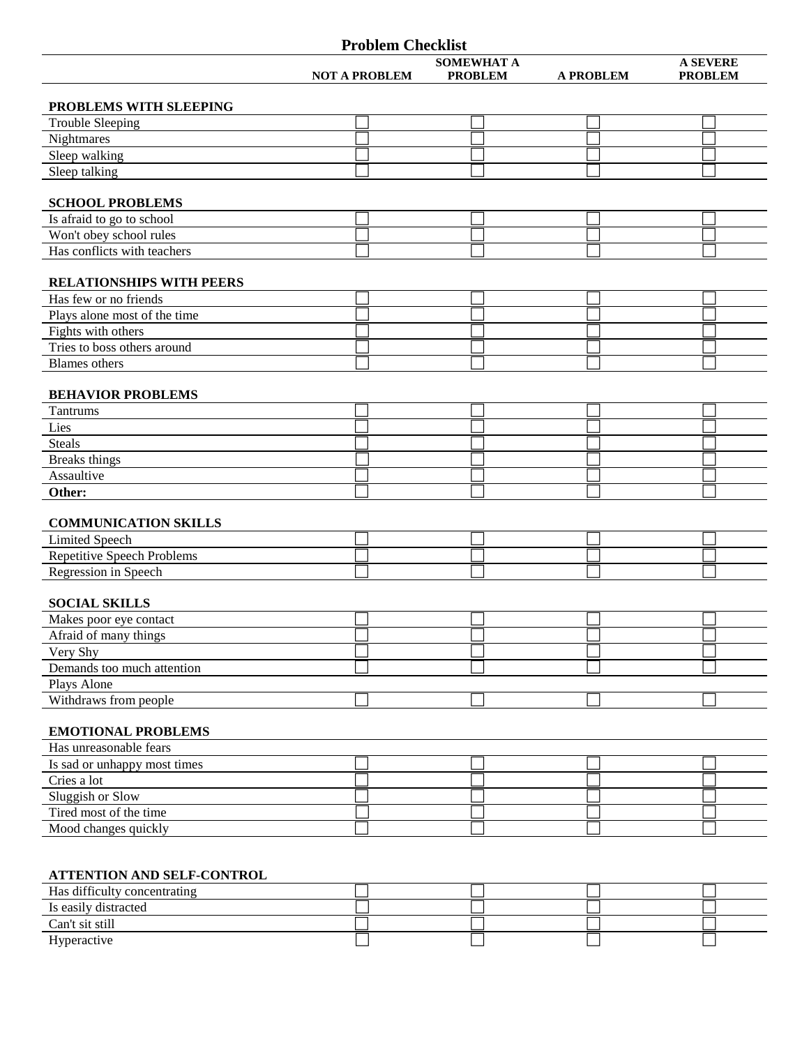# Problem Checklist

| | NOT A PROBLEM | SOMEWHAT A PROBLEM | A PROBLEM | A SEVERE PROBLEM |
|---|---|---|---|---|
| **PROBLEMS WITH SLEEPING** | | | | |
| Trouble Sleeping | ☐ | ☐ | ☐ | ☐ |
| Nightmares | ☐ | ☐ | ☐ | ☐ |
| Sleep walking | ☐ | ☐ | ☐ | ☐ |
| Sleep talking | ☐ | ☐ | ☐ | ☐ |
| **SCHOOL PROBLEMS** | | | | |
| Is afraid to go to school | ☐ | ☐ | ☐ | ☐ |
| Won't obey school rules | ☐ | ☐ | ☐ | ☐ |
| Has conflicts with teachers | ☐ | ☐ | ☐ | ☐ |
| **RELATIONSHIPS WITH PEERS** | | | | |
| Has few or no friends | ☐ | ☐ | ☐ | ☐ |
| Plays alone most of the time | ☐ | ☐ | ☐ | ☐ |
| Fights with others | ☐ | ☐ | ☐ | ☐ |
| Tries to boss others around | ☐ | ☐ | ☐ | ☐ |
| Blames others | ☐ | ☐ | ☐ | ☐ |
| **BEHAVIOR PROBLEMS** | | | | |
| Tantrums | ☐ | ☐ | ☐ | ☐ |
| Lies | ☐ | ☐ | ☐ | ☐ |
| Steals | ☐ | ☐ | ☐ | ☐ |
| Breaks things | ☐ | ☐ | ☐ | ☐ |
| Assaultive | ☐ | ☐ | ☐ | ☐ |
| **Other:** | ☐ | ☐ | ☐ | ☐ |
| **COMMUNICATION SKILLS** | | | | |
| Limited Speech | ☐ | ☐ | ☐ | ☐ |
| Repetitive Speech Problems | ☐ | ☐ | ☐ | ☐ |
| Regression in Speech | ☐ | ☐ | ☐ | ☐ |
| **SOCIAL SKILLS** | | | | |
| Makes poor eye contact | ☐ | ☐ | ☐ | ☐ |
| Afraid of many things | ☐ | ☐ | ☐ | ☐ |
| Very Shy | ☐ | ☐ | ☐ | ☐ |
| Demands too much attention | ☐ | ☐ | ☐ | ☐ |
| Plays Alone | | | | |
| Withdraws from people | ☐ | ☐ | ☐ | ☐ |
| **EMOTIONAL PROBLEMS** | | | | |
| Has unreasonable fears | | | | |
| Is sad or unhappy most times | ☐ | ☐ | ☐ | ☐ |
| Cries a lot | ☐ | ☐ | ☐ | ☐ |
| Sluggish or Slow | ☐ | ☐ | ☐ | ☐ |
| Tired most of the time | ☐ | ☐ | ☐ | ☐ |
| Mood changes quickly | ☐ | ☐ | ☐ | ☐ |
| **ATTENTION AND SELF-CONTROL** | | | | |
| Has difficulty concentrating | ☐ | ☐ | ☐ | ☐ |
| Is easily distracted | ☐ | ☐ | ☐ | ☐ |
| Can't sit still | ☐ | ☐ | ☐ | ☐ |
| Hyperactive | ☐ | ☐ | ☐ | ☐ |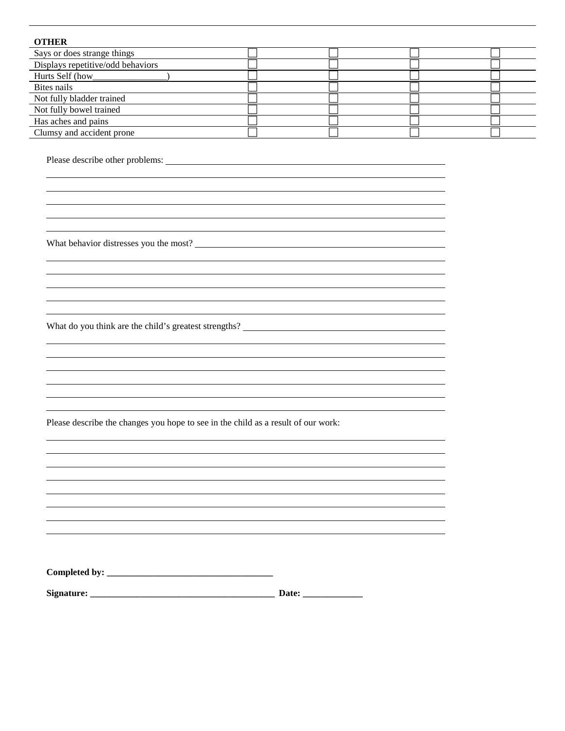| OTHER | | | | |
|---|---|---|---|---|
| Says or does strange things | ☐ | ☐ | ☐ | ☐ |
| Displays repetitive/odd behaviors | ☐ | ☐ | ☐ | ☐ |
| Hurts Self (how_______________) | ☐ | ☐ | ☐ | ☐ |
| Bites nails | ☐ | ☐ | ☐ | ☐ |
| Not fully bladder trained | ☐ | ☐ | ☐ | ☐ |
| Not fully bowel trained | ☐ | ☐ | ☐ | ☐ |
| Has aches and pains | ☐ | ☐ | ☐ | ☐ |
| Clumsy and accident prone | ☐ | ☐ | ☐ | ☐ |

Please describe other problems: ______________________________________________

______________________________________________

______________________________________________

______________________________________________

______________________________________________

______________________________________________

What behavior distresses you the most? ______________________________________________

______________________________________________

______________________________________________

______________________________________________

______________________________________________

______________________________________________

What do you think are the child's greatest strengths? ______________________________________________

______________________________________________

______________________________________________

______________________________________________

______________________________________________

______________________________________________

Please describe the changes you hope to see in the child as a result of our work:

______________________________________________

______________________________________________

______________________________________________

______________________________________________

______________________________________________

______________________________________________

______________________________________________

______________________________________________

**Completed by: ____________________________________**

**Signature: _________________________________________ Date: _____________**